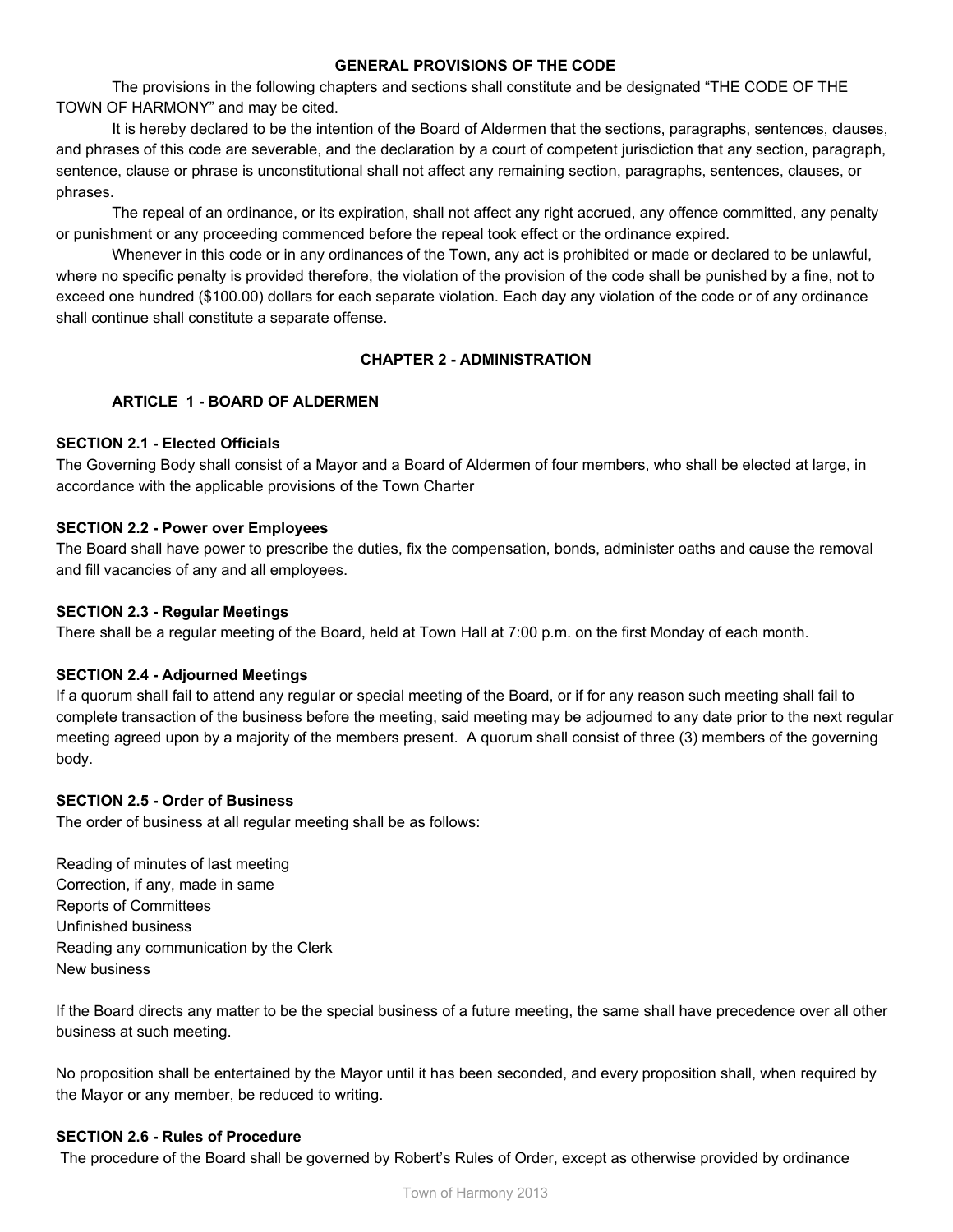## GENERAL PROVISIONS OF THE CODE

The provisions in the following chapters and sections shall constitute and be designated "THE CODE OF THE TOWN OF HARMONY" and may be cited.

It is hereby declared to be the intention of the Board of Aldermen that the sections, paragraphs, sentences, clauses, and phrases of this code are severable, and the declaration by a court of competent jurisdiction that any section, paragraph, sentence, clause or phrase is unconstitutional shall not affect any remaining section, paragraphs, sentences, clauses, or phrases.

The repeal of an ordinance, or its expiration, shall not affect any right accrued, any offence committed, any penalty or punishment or any proceeding commenced before the repeal took effect or the ordinance expired.

Whenever in this code or in any ordinances of the Town, any act is prohibited or made or declared to be unlawful, where no specific penalty is provided therefore, the violation of the provision of the code shall be punished by a fine, not to exceed one hundred ($100.00) dollars for each separate violation. Each day any violation of the code or of any ordinance shall continue shall constitute a separate offense.

## CHAPTER 2 - ADMINISTRATION

### ARTICLE 1 - BOARD OF ALDERMEN

#### SECTION 2.1 - Elected Officials

The Governing Body shall consist of a Mayor and a Board of Aldermen of four members, who shall be elected at large, in accordance with the applicable provisions of the Town Charter

#### SECTION 2.2 - Power over Employees

The Board shall have power to prescribe the duties, fix the compensation, bonds, administer oaths and cause the removal and fill vacancies of any and all employees.

#### SECTION 2.3 - Regular Meetings

There shall be a regular meeting of the Board, held at Town Hall at 7:00 p.m. on the first Monday of each month.

#### SECTION 2.4 - Adjourned Meetings

If a quorum shall fail to attend any regular or special meeting of the Board, or if for any reason such meeting shall fail to complete transaction of the business before the meeting, said meeting may be adjourned to any date prior to the next regular meeting agreed upon by a majority of the members present. A quorum shall consist of three (3) members of the governing body.

#### SECTION 2.5 - Order of Business

The order of business at all regular meeting shall be as follows:

Reading of minutes of last meeting
Correction, if any, made in same
Reports of Committees
Unfinished business
Reading any communication by the Clerk
New business

If the Board directs any matter to be the special business of a future meeting, the same shall have precedence over all other business at such meeting.

No proposition shall be entertained by the Mayor until it has been seconded, and every proposition shall, when required by the Mayor or any member, be reduced to writing.

#### SECTION 2.6 - Rules of Procedure

The procedure of the Board shall be governed by Robert's Rules of Order, except as otherwise provided by ordinance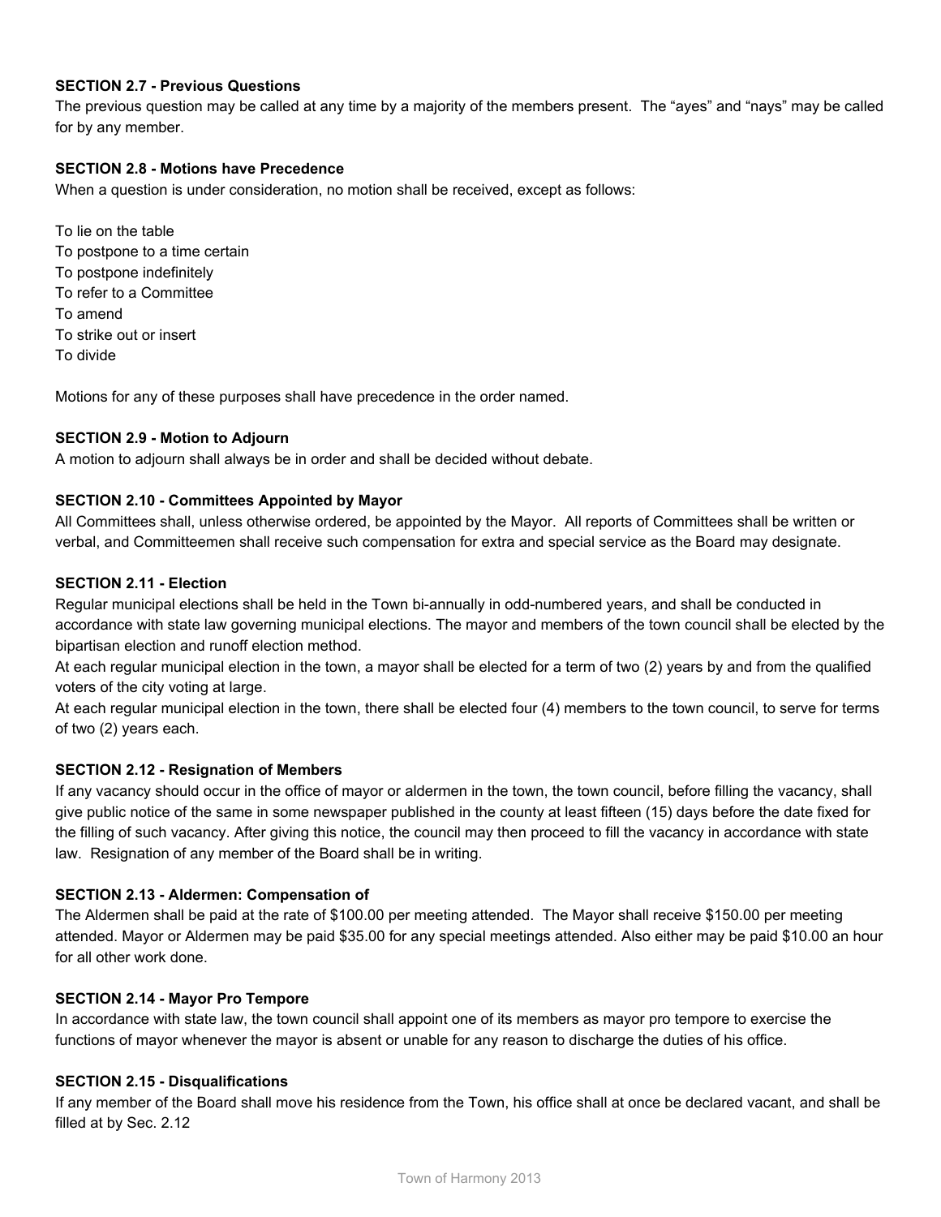**SECTION 2.7 - Previous Questions**

The previous question may be called at any time by a majority of the members present. The "ayes" and "nays" may be called for by any member.

**SECTION 2.8 - Motions have Precedence**

When a question is under consideration, no motion shall be received, except as follows:

To lie on the table
To postpone to a time certain
To postpone indefinitely
To refer to a Committee
To amend
To strike out or insert
To divide

Motions for any of these purposes shall have precedence in the order named.

**SECTION 2.9 - Motion to Adjourn**

A motion to adjourn shall always be in order and shall be decided without debate.

**SECTION 2.10 - Committees Appointed by Mayor**

All Committees shall, unless otherwise ordered, be appointed by the Mayor. All reports of Committees shall be written or verbal, and Committeemen shall receive such compensation for extra and special service as the Board may designate.

**SECTION 2.11 - Election**

Regular municipal elections shall be held in the Town bi-annually in odd-numbered years, and shall be conducted in accordance with state law governing municipal elections. The mayor and members of the town council shall be elected by the bipartisan election and runoff election method.

At each regular municipal election in the town, a mayor shall be elected for a term of two (2) years by and from the qualified voters of the city voting at large.

At each regular municipal election in the town, there shall be elected four (4) members to the town council, to serve for terms of two (2) years each.

**SECTION 2.12 - Resignation of Members**

If any vacancy should occur in the office of mayor or aldermen in the town, the town council, before filling the vacancy, shall give public notice of the same in some newspaper published in the county at least fifteen (15) days before the date fixed for the filling of such vacancy. After giving this notice, the council may then proceed to fill the vacancy in accordance with state law. Resignation of any member of the Board shall be in writing.

**SECTION 2.13 - Aldermen: Compensation of**

The Aldermen shall be paid at the rate of $100.00 per meeting attended. The Mayor shall receive $150.00 per meeting attended. Mayor or Aldermen may be paid $35.00 for any special meetings attended. Also either may be paid $10.00 an hour for all other work done.

**SECTION 2.14 - Mayor Pro Tempore**

In accordance with state law, the town council shall appoint one of its members as mayor pro tempore to exercise the functions of mayor whenever the mayor is absent or unable for any reason to discharge the duties of his office.

**SECTION 2.15 - Disqualifications**

If any member of the Board shall move his residence from the Town, his office shall at once be declared vacant, and shall be filled at by Sec. 2.12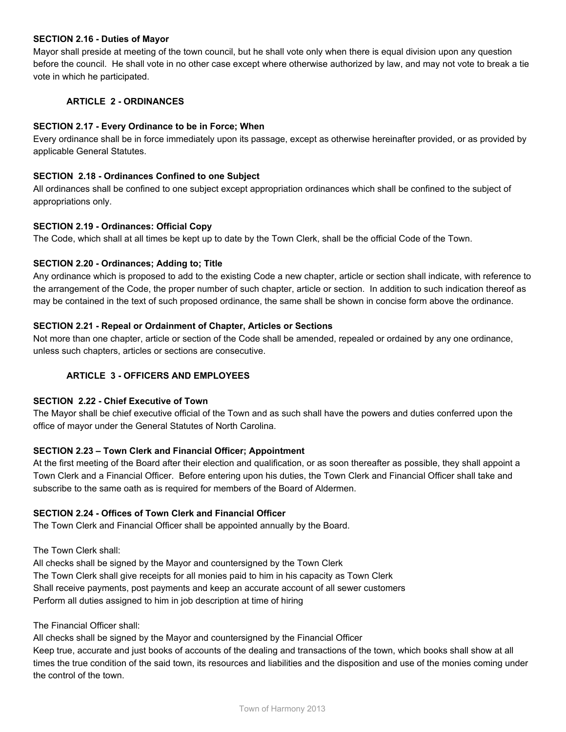**SECTION 2.16 - Duties of Mayor**

Mayor shall preside at meeting of the town council, but he shall vote only when there is equal division upon any question before the council. He shall vote in no other case except where otherwise authorized by law, and may not vote to break a tie vote in which he participated.

## ARTICLE 2 - ORDINANCES

**SECTION 2.17 - Every Ordinance to be in Force; When**

Every ordinance shall be in force immediately upon its passage, except as otherwise hereinafter provided, or as provided by applicable General Statutes.

**SECTION 2.18 - Ordinances Confined to one Subject**

All ordinances shall be confined to one subject except appropriation ordinances which shall be confined to the subject of appropriations only.

**SECTION 2.19 - Ordinances: Official Copy**

The Code, which shall at all times be kept up to date by the Town Clerk, shall be the official Code of the Town.

**SECTION 2.20 - Ordinances; Adding to; Title**

Any ordinance which is proposed to add to the existing Code a new chapter, article or section shall indicate, with reference to the arrangement of the Code, the proper number of such chapter, article or section. In addition to such indication thereof as may be contained in the text of such proposed ordinance, the same shall be shown in concise form above the ordinance.

**SECTION 2.21 - Repeal or Ordainment of Chapter, Articles or Sections**

Not more than one chapter, article or section of the Code shall be amended, repealed or ordained by any one ordinance, unless such chapters, articles or sections are consecutive.

## ARTICLE 3 - OFFICERS AND EMPLOYEES

**SECTION 2.22 - Chief Executive of Town**

The Mayor shall be chief executive official of the Town and as such shall have the powers and duties conferred upon the office of mayor under the General Statutes of North Carolina.

**SECTION 2.23 – Town Clerk and Financial Officer; Appointment**

At the first meeting of the Board after their election and qualification, or as soon thereafter as possible, they shall appoint a Town Clerk and a Financial Officer. Before entering upon his duties, the Town Clerk and Financial Officer shall take and subscribe to the same oath as is required for members of the Board of Aldermen.

**SECTION 2.24 - Offices of Town Clerk and Financial Officer**

The Town Clerk and Financial Officer shall be appointed annually by the Board.

The Town Clerk shall:
All checks shall be signed by the Mayor and countersigned by the Town Clerk
The Town Clerk shall give receipts for all monies paid to him in his capacity as Town Clerk
Shall receive payments, post payments and keep an accurate account of all sewer customers
Perform all duties assigned to him in job description at time of hiring

The Financial Officer shall:
All checks shall be signed by the Mayor and countersigned by the Financial Officer
Keep true, accurate and just books of accounts of the dealing and transactions of the town, which books shall show at all times the true condition of the said town, its resources and liabilities and the disposition and use of the monies coming under the control of the town.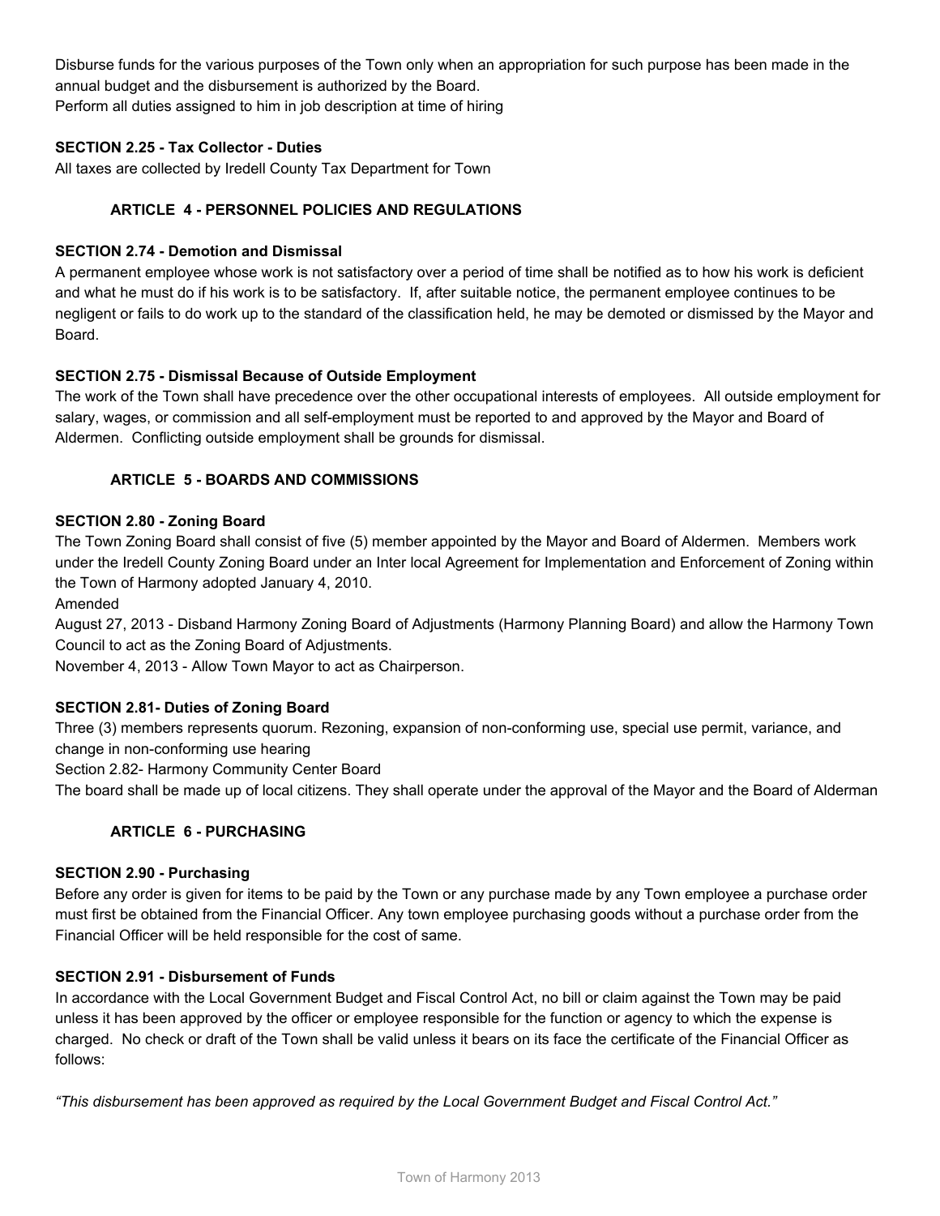Disburse funds for the various purposes of the Town only when an appropriation for such purpose has been made in the annual budget and the disbursement is authorized by the Board.
Perform all duties assigned to him in job description at time of hiring

**SECTION 2.25 - Tax Collector - Duties**
All taxes are collected by Iredell County Tax Department for Town

## ARTICLE 4 - PERSONNEL POLICIES AND REGULATIONS

**SECTION 2.74 - Demotion and Dismissal**
A permanent employee whose work is not satisfactory over a period of time shall be notified as to how his work is deficient and what he must do if his work is to be satisfactory. If, after suitable notice, the permanent employee continues to be negligent or fails to do work up to the standard of the classification held, he may be demoted or dismissed by the Mayor and Board.

**SECTION 2.75 - Dismissal Because of Outside Employment**
The work of the Town shall have precedence over the other occupational interests of employees. All outside employment for salary, wages, or commission and all self-employment must be reported to and approved by the Mayor and Board of Aldermen. Conflicting outside employment shall be grounds for dismissal.

## ARTICLE 5 - BOARDS AND COMMISSIONS

**SECTION 2.80 - Zoning Board**
The Town Zoning Board shall consist of five (5) member appointed by the Mayor and Board of Aldermen. Members work under the Iredell County Zoning Board under an Inter local Agreement for Implementation and Enforcement of Zoning within the Town of Harmony adopted January 4, 2010.
Amended
August 27, 2013 - Disband Harmony Zoning Board of Adjustments (Harmony Planning Board) and allow the Harmony Town Council to act as the Zoning Board of Adjustments.
November 4, 2013 - Allow Town Mayor to act as Chairperson.

**SECTION 2.81- Duties of Zoning Board**
Three (3) members represents quorum. Rezoning, expansion of non-conforming use, special use permit, variance, and change in non-conforming use hearing
Section 2.82- Harmony Community Center Board
The board shall be made up of local citizens. They shall operate under the approval of the Mayor and the Board of Alderman

## ARTICLE 6 - PURCHASING

**SECTION 2.90 - Purchasing**
Before any order is given for items to be paid by the Town or any purchase made by any Town employee a purchase order must first be obtained from the Financial Officer. Any town employee purchasing goods without a purchase order from the Financial Officer will be held responsible for the cost of same.

**SECTION 2.91 - Disbursement of Funds**
In accordance with the Local Government Budget and Fiscal Control Act, no bill or claim against the Town may be paid unless it has been approved by the officer or employee responsible for the function or agency to which the expense is charged. No check or draft of the Town shall be valid unless it bears on its face the certificate of the Financial Officer as follows:

*"This disbursement has been approved as required by the Local Government Budget and Fiscal Control Act."*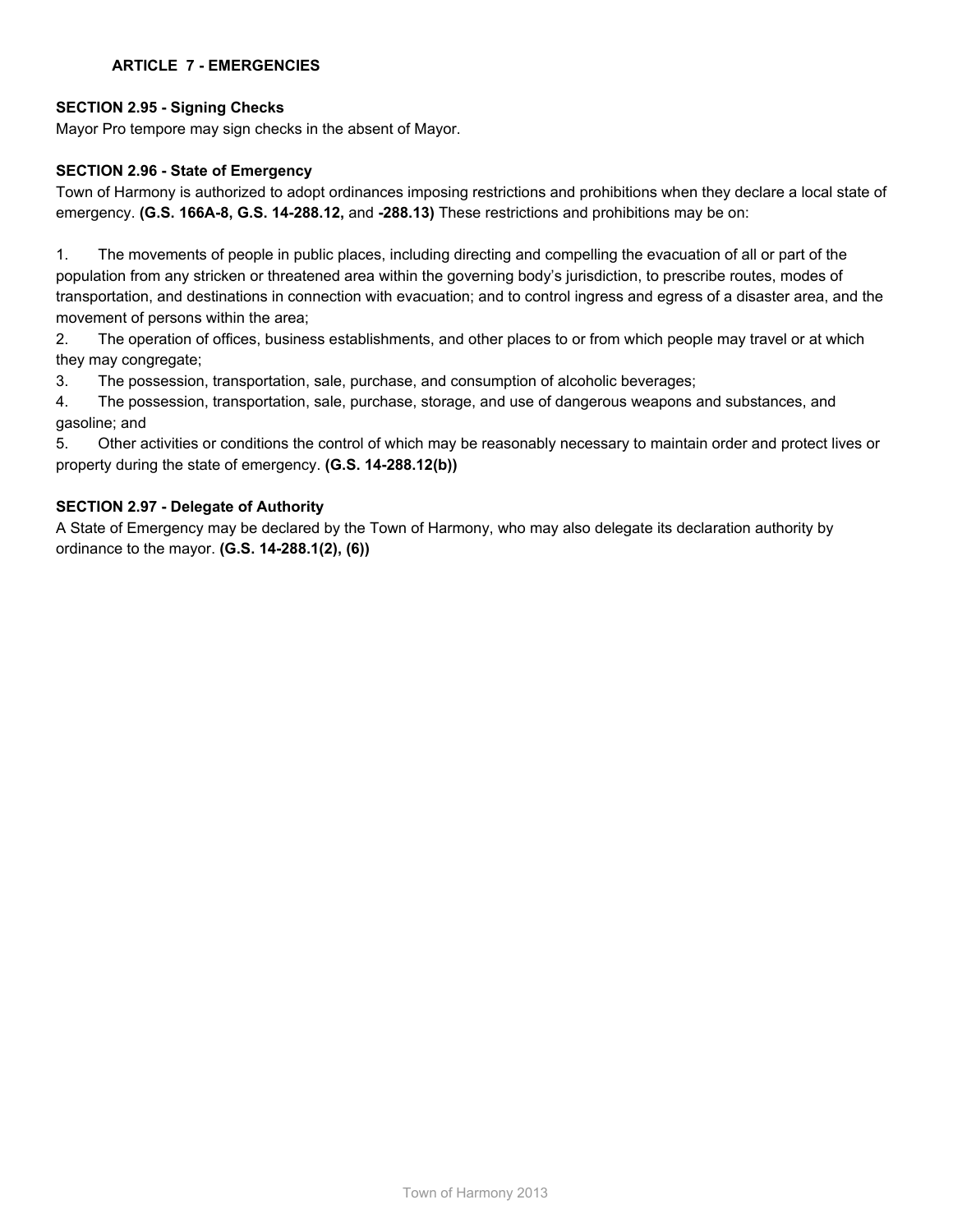## ARTICLE 7 - EMERGENCIES

**SECTION 2.95 - Signing Checks**

Mayor Pro tempore may sign checks in the absent of Mayor.

**SECTION 2.96 - State of Emergency**

Town of Harmony is authorized to adopt ordinances imposing restrictions and prohibitions when they declare a local state of emergency. **(G.S. 166A-8, G.S. 14-288.12,** and **-288.13)** These restrictions and prohibitions may be on:

1. The movements of people in public places, including directing and compelling the evacuation of all or part of the population from any stricken or threatened area within the governing body's jurisdiction, to prescribe routes, modes of transportation, and destinations in connection with evacuation; and to control ingress and egress of a disaster area, and the movement of persons within the area;
2. The operation of offices, business establishments, and other places to or from which people may travel or at which they may congregate;
3. The possession, transportation, sale, purchase, and consumption of alcoholic beverages;
4. The possession, transportation, sale, purchase, storage, and use of dangerous weapons and substances, and gasoline; and
5. Other activities or conditions the control of which may be reasonably necessary to maintain order and protect lives or property during the state of emergency. **(G.S. 14-288.12(b))**

**SECTION 2.97 - Delegate of Authority**

A State of Emergency may be declared by the Town of Harmony, who may also delegate its declaration authority by ordinance to the mayor. **(G.S. 14-288.1(2), (6))**